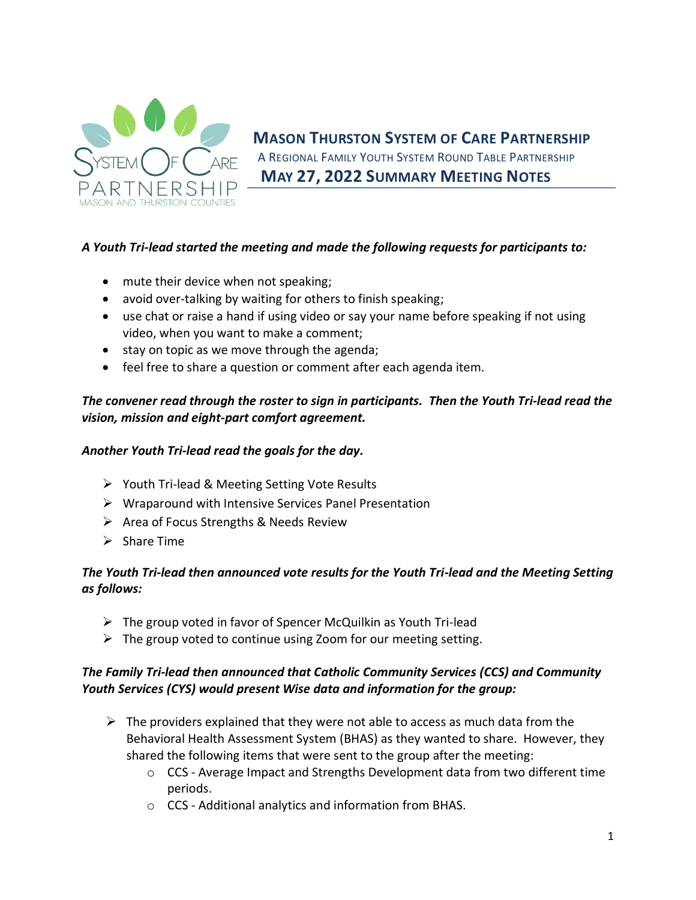# Mason Thurston System of Care Partnership

A Regional Family Youth System Round Table Partnership

## May 27, 2022 Summary Meeting Notes

***A Youth Tri-lead started the meeting and made the following requests for participants to:***

- mute their device when not speaking;
- avoid over-talking by waiting for others to finish speaking;
- use chat or raise a hand if using video or say your name before speaking if not using video, when you want to make a comment;
- stay on topic as we move through the agenda;
- feel free to share a question or comment after each agenda item.

***The convener read through the roster to sign in participants. Then the Youth Tri-lead read the vision, mission and eight-part comfort agreement.***

***Another Youth Tri-lead read the goals for the day.***

- Youth Tri-lead & Meeting Setting Vote Results
- Wraparound with Intensive Services Panel Presentation
- Area of Focus Strengths & Needs Review
- Share Time

***The Youth Tri-lead then announced vote results for the Youth Tri-lead and the Meeting Setting as follows:***

- The group voted in favor of Spencer McQuilkin as Youth Tri-lead
- The group voted to continue using Zoom for our meeting setting.

***The Family Tri-lead then announced that Catholic Community Services (CCS) and Community Youth Services (CYS) would present Wise data and information for the group:***

- The providers explained that they were not able to access as much data from the Behavioral Health Assessment System (BHAS) as they wanted to share. However, they shared the following items that were sent to the group after the meeting:
  - CCS - Average Impact and Strengths Development data from two different time periods.
  - CCS - Additional analytics and information from BHAS.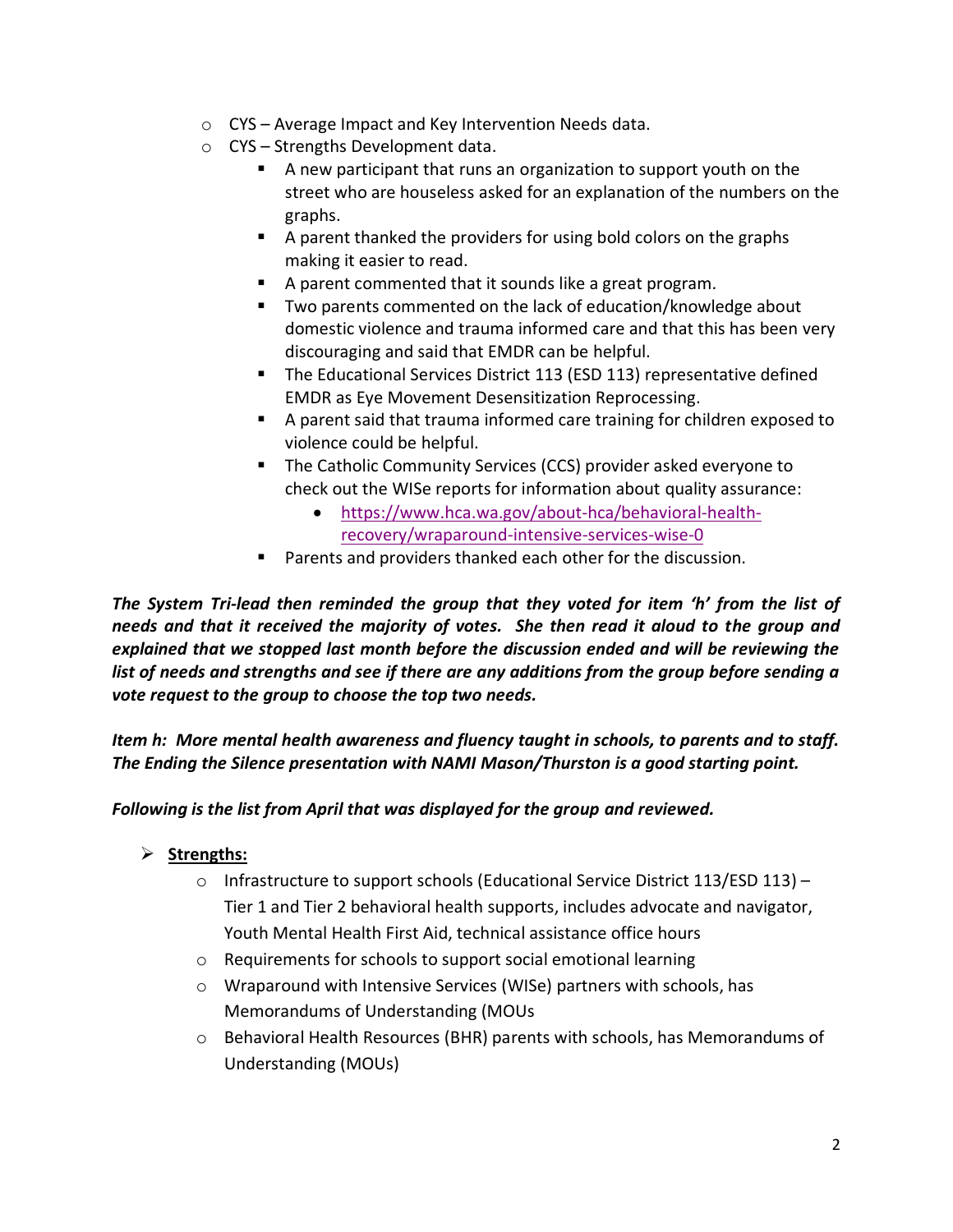- CYS – Average Impact and Key Intervention Needs data.
- CYS – Strengths Development data.
  - A new participant that runs an organization to support youth on the street who are houseless asked for an explanation of the numbers on the graphs.
  - A parent thanked the providers for using bold colors on the graphs making it easier to read.
  - A parent commented that it sounds like a great program.
  - Two parents commented on the lack of education/knowledge about domestic violence and trauma informed care and that this has been very discouraging and said that EMDR can be helpful.
  - The Educational Services District 113 (ESD 113) representative defined EMDR as Eye Movement Desensitization Reprocessing.
  - A parent said that trauma informed care training for children exposed to violence could be helpful.
  - The Catholic Community Services (CCS) provider asked everyone to check out the WISe reports for information about quality assurance:
    - [https://www.hca.wa.gov/about-hca/behavioral-health-recovery/wraparound-intensive-services-wise-0](https://www.hca.wa.gov/about-hca/behavioral-health-recovery/wraparound-intensive-services-wise-0)
  - Parents and providers thanked each other for the discussion.

***The System Tri-lead then reminded the group that they voted for item 'h' from the list of needs and that it received the majority of votes. She then read it aloud to the group and explained that we stopped last month before the discussion ended and will be reviewing the list of needs and strengths and see if there are any additions from the group before sending a vote request to the group to choose the top two needs.***

***Item h: More mental health awareness and fluency taught in schools, to parents and to staff. The Ending the Silence presentation with NAMI Mason/Thurston is a good starting point.***

***Following is the list from April that was displayed for the group and reviewed.***

- **Strengths:**
  - Infrastructure to support schools (Educational Service District 113/ESD 113) – Tier 1 and Tier 2 behavioral health supports, includes advocate and navigator, Youth Mental Health First Aid, technical assistance office hours
  - Requirements for schools to support social emotional learning
  - Wraparound with Intensive Services (WISe) partners with schools, has Memorandums of Understanding (MOUs
  - Behavioral Health Resources (BHR) parents with schools, has Memorandums of Understanding (MOUs)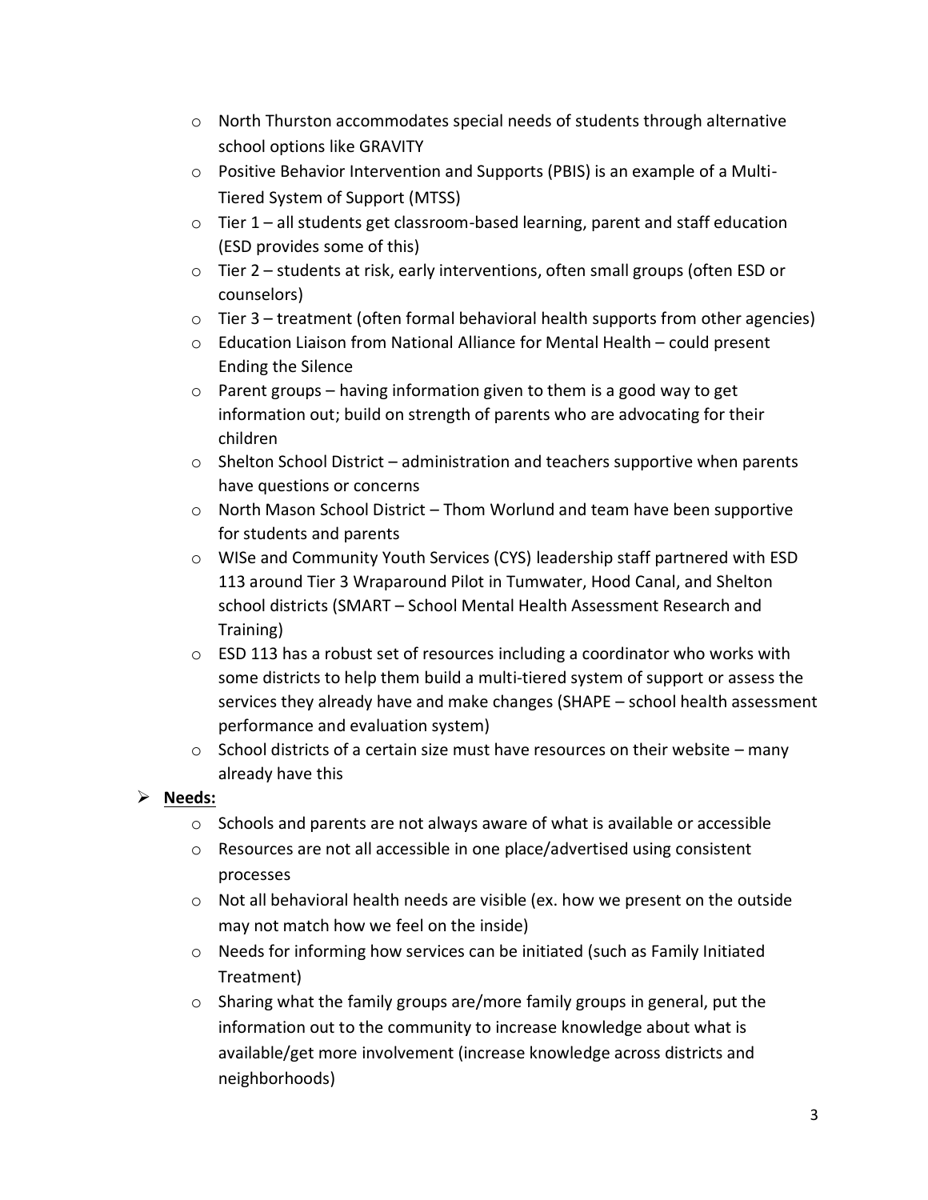- North Thurston accommodates special needs of students through alternative school options like GRAVITY
- Positive Behavior Intervention and Supports (PBIS) is an example of a Multi-Tiered System of Support (MTSS)
- Tier 1 – all students get classroom-based learning, parent and staff education (ESD provides some of this)
- Tier 2 – students at risk, early interventions, often small groups (often ESD or counselors)
- Tier 3 – treatment (often formal behavioral health supports from other agencies)
- Education Liaison from National Alliance for Mental Health – could present Ending the Silence
- Parent groups – having information given to them is a good way to get information out; build on strength of parents who are advocating for their children
- Shelton School District – administration and teachers supportive when parents have questions or concerns
- North Mason School District – Thom Worlund and team have been supportive for students and parents
- WISe and Community Youth Services (CYS) leadership staff partnered with ESD 113 around Tier 3 Wraparound Pilot in Tumwater, Hood Canal, and Shelton school districts (SMART – School Mental Health Assessment Research and Training)
- ESD 113 has a robust set of resources including a coordinator who works with some districts to help them build a multi-tiered system of support or assess the services they already have and make changes (SHAPE – school health assessment performance and evaluation system)
- School districts of a certain size must have resources on their website – many already have this

**Needs:**

- Schools and parents are not always aware of what is available or accessible
- Resources are not all accessible in one place/advertised using consistent processes
- Not all behavioral health needs are visible (ex. how we present on the outside may not match how we feel on the inside)
- Needs for informing how services can be initiated (such as Family Initiated Treatment)
- Sharing what the family groups are/more family groups in general, put the information out to the community to increase knowledge about what is available/get more involvement (increase knowledge across districts and neighborhoods)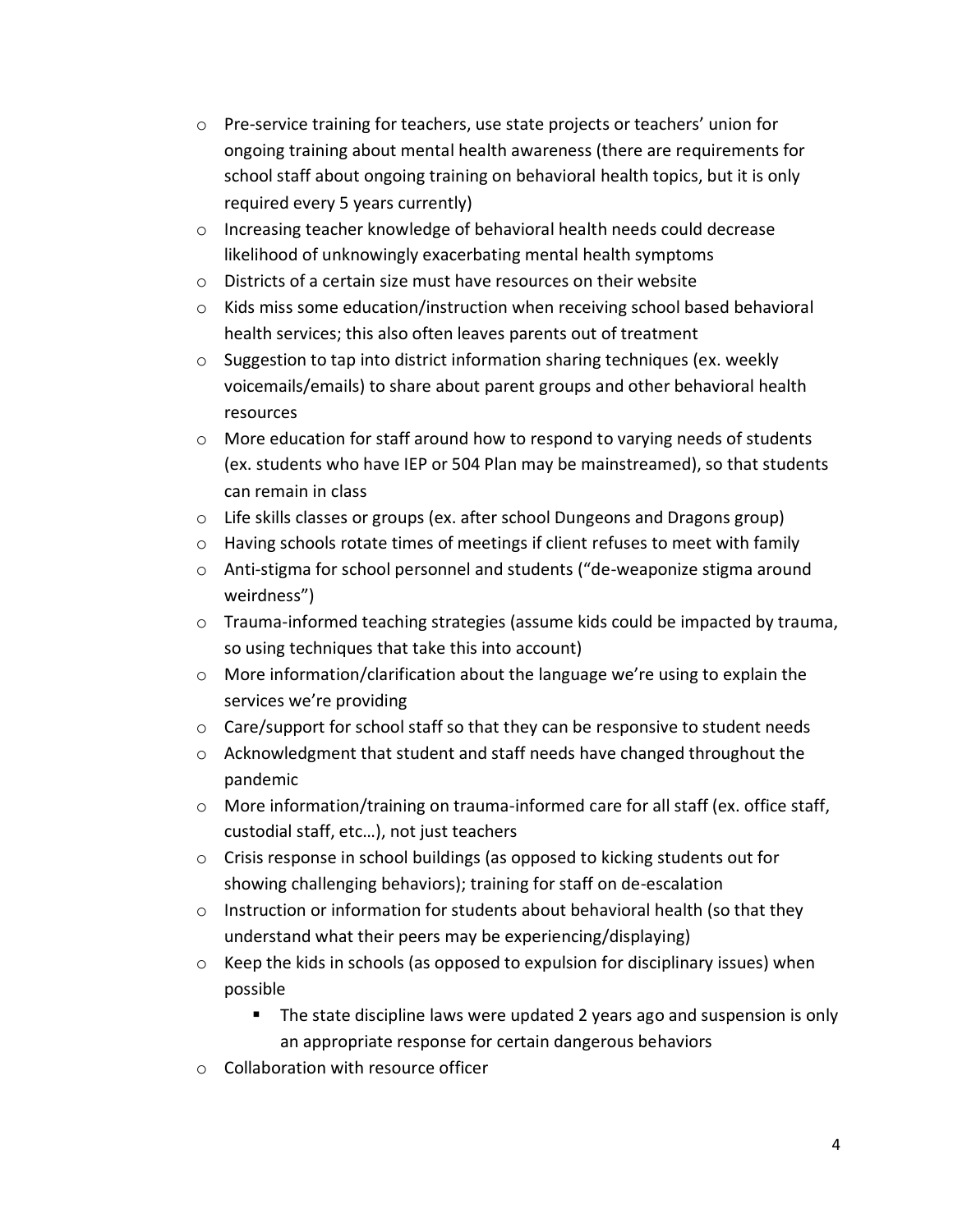- Pre-service training for teachers, use state projects or teachers' union for ongoing training about mental health awareness (there are requirements for school staff about ongoing training on behavioral health topics, but it is only required every 5 years currently)
- Increasing teacher knowledge of behavioral health needs could decrease likelihood of unknowingly exacerbating mental health symptoms
- Districts of a certain size must have resources on their website
- Kids miss some education/instruction when receiving school based behavioral health services; this also often leaves parents out of treatment
- Suggestion to tap into district information sharing techniques (ex. weekly voicemails/emails) to share about parent groups and other behavioral health resources
- More education for staff around how to respond to varying needs of students (ex. students who have IEP or 504 Plan may be mainstreamed), so that students can remain in class
- Life skills classes or groups (ex. after school Dungeons and Dragons group)
- Having schools rotate times of meetings if client refuses to meet with family
- Anti-stigma for school personnel and students ("de-weaponize stigma around weirdness")
- Trauma-informed teaching strategies (assume kids could be impacted by trauma, so using techniques that take this into account)
- More information/clarification about the language we're using to explain the services we're providing
- Care/support for school staff so that they can be responsive to student needs
- Acknowledgment that student and staff needs have changed throughout the pandemic
- More information/training on trauma-informed care for all staff (ex. office staff, custodial staff, etc…), not just teachers
- Crisis response in school buildings (as opposed to kicking students out for showing challenging behaviors); training for staff on de-escalation
- Instruction or information for students about behavioral health (so that they understand what their peers may be experiencing/displaying)
- Keep the kids in schools (as opposed to expulsion for disciplinary issues) when possible
  - The state discipline laws were updated 2 years ago and suspension is only an appropriate response for certain dangerous behaviors
- Collaboration with resource officer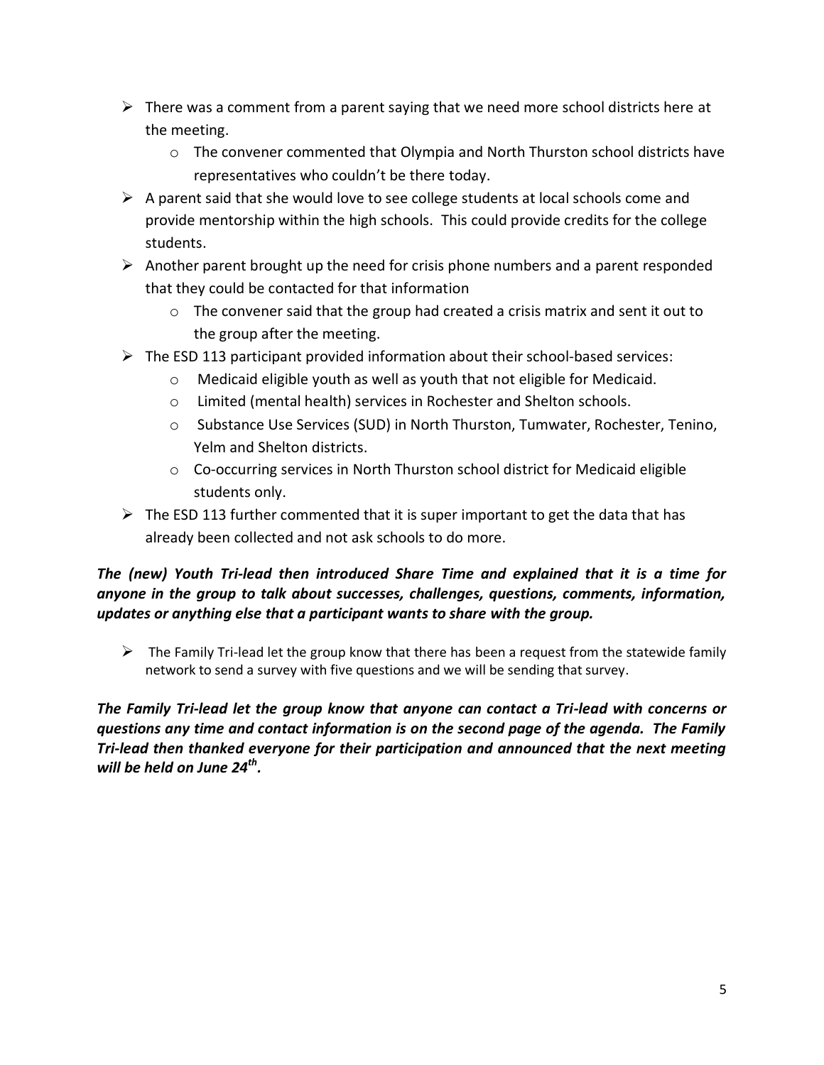- There was a comment from a parent saying that we need more school districts here at the meeting.
  - The convener commented that Olympia and North Thurston school districts have representatives who couldn't be there today.
- A parent said that she would love to see college students at local schools come and provide mentorship within the high schools. This could provide credits for the college students.
- Another parent brought up the need for crisis phone numbers and a parent responded that they could be contacted for that information
  - The convener said that the group had created a crisis matrix and sent it out to the group after the meeting.
- The ESD 113 participant provided information about their school-based services:
  - Medicaid eligible youth as well as youth that not eligible for Medicaid.
  - Limited (mental health) services in Rochester and Shelton schools.
  - Substance Use Services (SUD) in North Thurston, Tumwater, Rochester, Tenino, Yelm and Shelton districts.
  - Co-occurring services in North Thurston school district for Medicaid eligible students only.
- The ESD 113 further commented that it is super important to get the data that has already been collected and not ask schools to do more.

***The (new) Youth Tri-lead then introduced Share Time and explained that it is a time for anyone in the group to talk about successes, challenges, questions, comments, information, updates or anything else that a participant wants to share with the group.***

- The Family Tri-lead let the group know that there has been a request from the statewide family network to send a survey with five questions and we will be sending that survey.

***The Family Tri-lead let the group know that anyone can contact a Tri-lead with concerns or questions any time and contact information is on the second page of the agenda. The Family Tri-lead then thanked everyone for their participation and announced that the next meeting will be held on June 24th.***